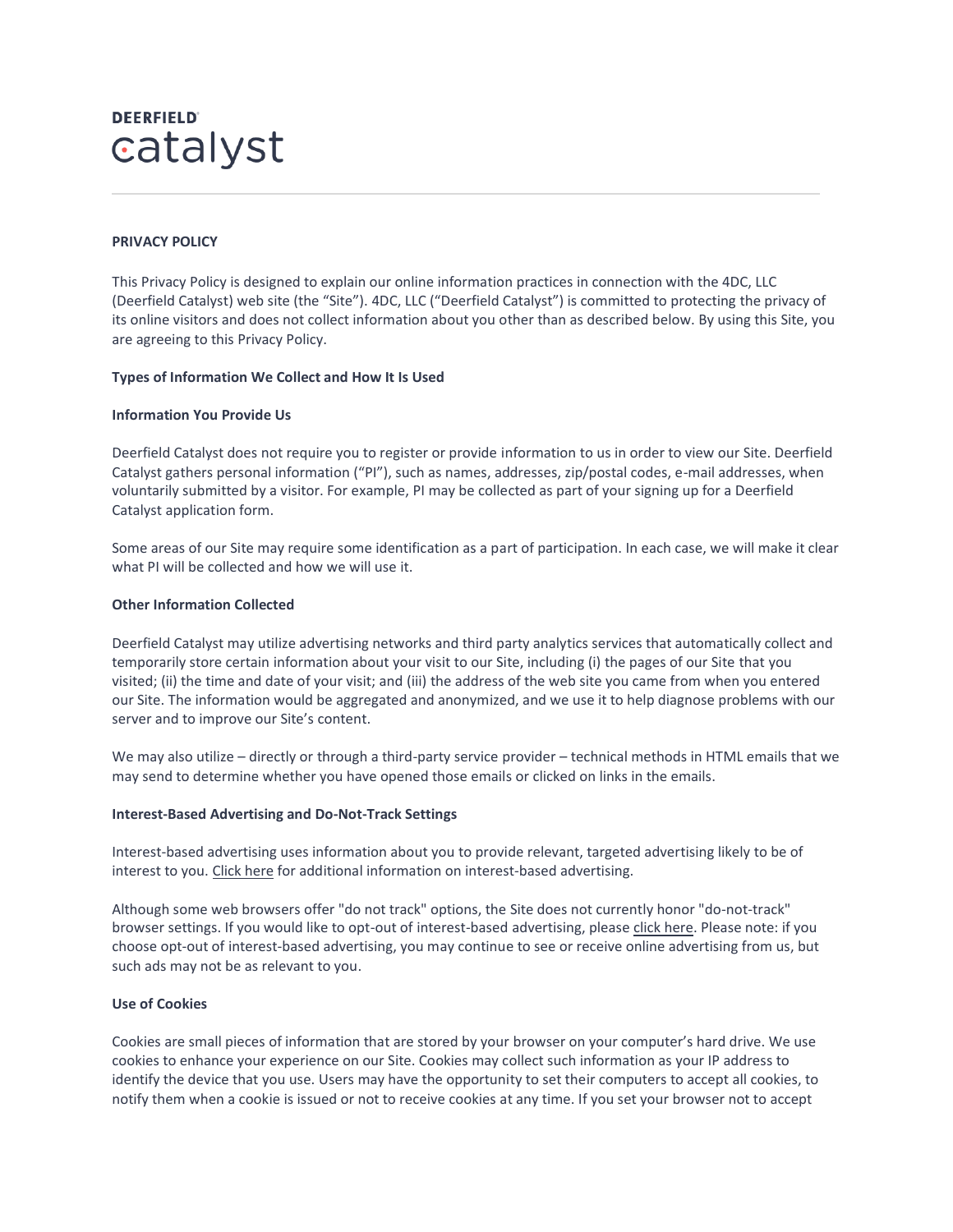DEERFIELD catalyst

**PRIVACY POLICY**

This Privacy Policy is designed to explain our online information practices in connection with the 4DC, LLC (Deerfield Catalyst) web site (the "Site"). 4DC, LLC ("Deerfield Catalyst") is committed to protecting the privacy of its online visitors and does not collect information about you other than as described below. By using this Site, you are agreeing to this Privacy Policy.

**Types of Information We Collect and How It Is Used**

**Information You Provide Us**

Deerfield Catalyst does not require you to register or provide information to us in order to view our Site. Deerfield Catalyst gathers personal information ("PI"), such as names, addresses, zip/postal codes, e-mail addresses, when voluntarily submitted by a visitor. For example, PI may be collected as part of your signing up for a Deerfield Catalyst application form.

Some areas of our Site may require some identification as a part of participation. In each case, we will make it clear what PI will be collected and how we will use it.

**Other Information Collected**

Deerfield Catalyst may utilize advertising networks and third party analytics services that automatically collect and temporarily store certain information about your visit to our Site, including (i) the pages of our Site that you visited; (ii) the time and date of your visit; and (iii) the address of the web site you came from when you entered our Site. The information would be aggregated and anonymized, and we use it to help diagnose problems with our server and to improve our Site's content.

We may also utilize – directly or through a third-party service provider – technical methods in HTML emails that we may send to determine whether you have opened those emails or clicked on links in the emails.

**Interest-Based Advertising and Do-Not-Track Settings**

Interest-based advertising uses information about you to provide relevant, targeted advertising likely to be of interest to you. Click here for additional information on interest-based advertising.

Although some web browsers offer "do not track" options, the Site does not currently honor "do-not-track" browser settings. If you would like to opt-out of interest-based advertising, please click here. Please note: if you choose opt-out of interest-based advertising, you may continue to see or receive online advertising from us, but such ads may not be as relevant to you.

**Use of Cookies**

Cookies are small pieces of information that are stored by your browser on your computer's hard drive. We use cookies to enhance your experience on our Site. Cookies may collect such information as your IP address to identify the device that you use. Users may have the opportunity to set their computers to accept all cookies, to notify them when a cookie is issued or not to receive cookies at any time. If you set your browser not to accept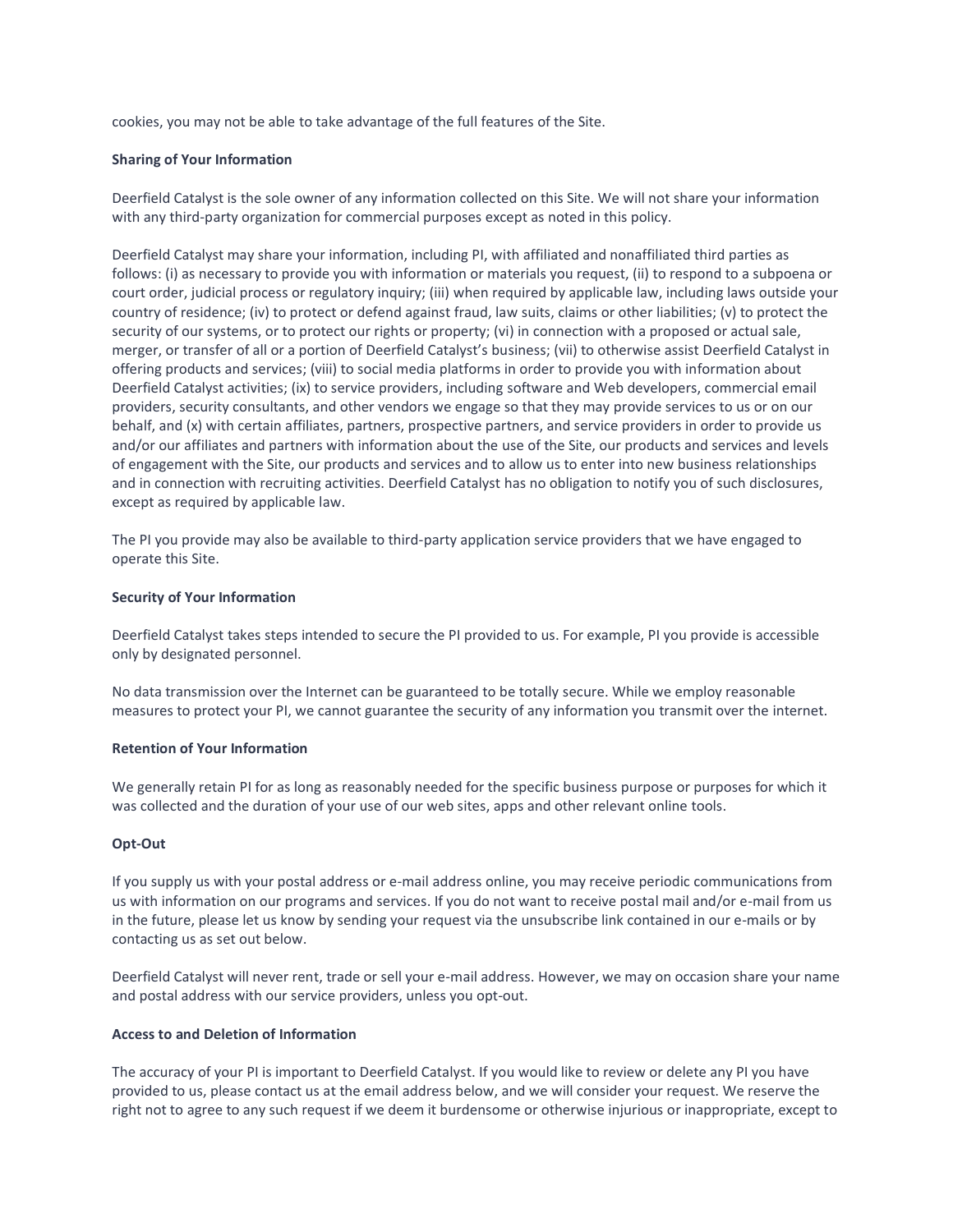cookies, you may not be able to take advantage of the full features of the Site.

**Sharing of Your Information**

Deerfield Catalyst is the sole owner of any information collected on this Site. We will not share your information with any third-party organization for commercial purposes except as noted in this policy.

Deerfield Catalyst may share your information, including PI, with affiliated and nonaffiliated third parties as follows: (i) as necessary to provide you with information or materials you request, (ii) to respond to a subpoena or court order, judicial process or regulatory inquiry; (iii) when required by applicable law, including laws outside your country of residence; (iv) to protect or defend against fraud, law suits, claims or other liabilities; (v) to protect the security of our systems, or to protect our rights or property; (vi) in connection with a proposed or actual sale, merger, or transfer of all or a portion of Deerfield Catalyst's business; (vii) to otherwise assist Deerfield Catalyst in offering products and services; (viii) to social media platforms in order to provide you with information about Deerfield Catalyst activities; (ix) to service providers, including software and Web developers, commercial email providers, security consultants, and other vendors we engage so that they may provide services to us or on our behalf, and (x) with certain affiliates, partners, prospective partners, and service providers in order to provide us and/or our affiliates and partners with information about the use of the Site, our products and services and levels of engagement with the Site, our products and services and to allow us to enter into new business relationships and in connection with recruiting activities. Deerfield Catalyst has no obligation to notify you of such disclosures, except as required by applicable law.

The PI you provide may also be available to third-party application service providers that we have engaged to operate this Site.

**Security of Your Information**

Deerfield Catalyst takes steps intended to secure the PI provided to us. For example, PI you provide is accessible only by designated personnel.

No data transmission over the Internet can be guaranteed to be totally secure. While we employ reasonable measures to protect your PI, we cannot guarantee the security of any information you transmit over the internet.

**Retention of Your Information**

We generally retain PI for as long as reasonably needed for the specific business purpose or purposes for which it was collected and the duration of your use of our web sites, apps and other relevant online tools.

**Opt-Out**

If you supply us with your postal address or e-mail address online, you may receive periodic communications from us with information on our programs and services. If you do not want to receive postal mail and/or e-mail from us in the future, please let us know by sending your request via the unsubscribe link contained in our e-mails or by contacting us as set out below.

Deerfield Catalyst will never rent, trade or sell your e-mail address. However, we may on occasion share your name and postal address with our service providers, unless you opt-out.

**Access to and Deletion of Information**

The accuracy of your PI is important to Deerfield Catalyst. If you would like to review or delete any PI you have provided to us, please contact us at the email address below, and we will consider your request. We reserve the right not to agree to any such request if we deem it burdensome or otherwise injurious or inappropriate, except to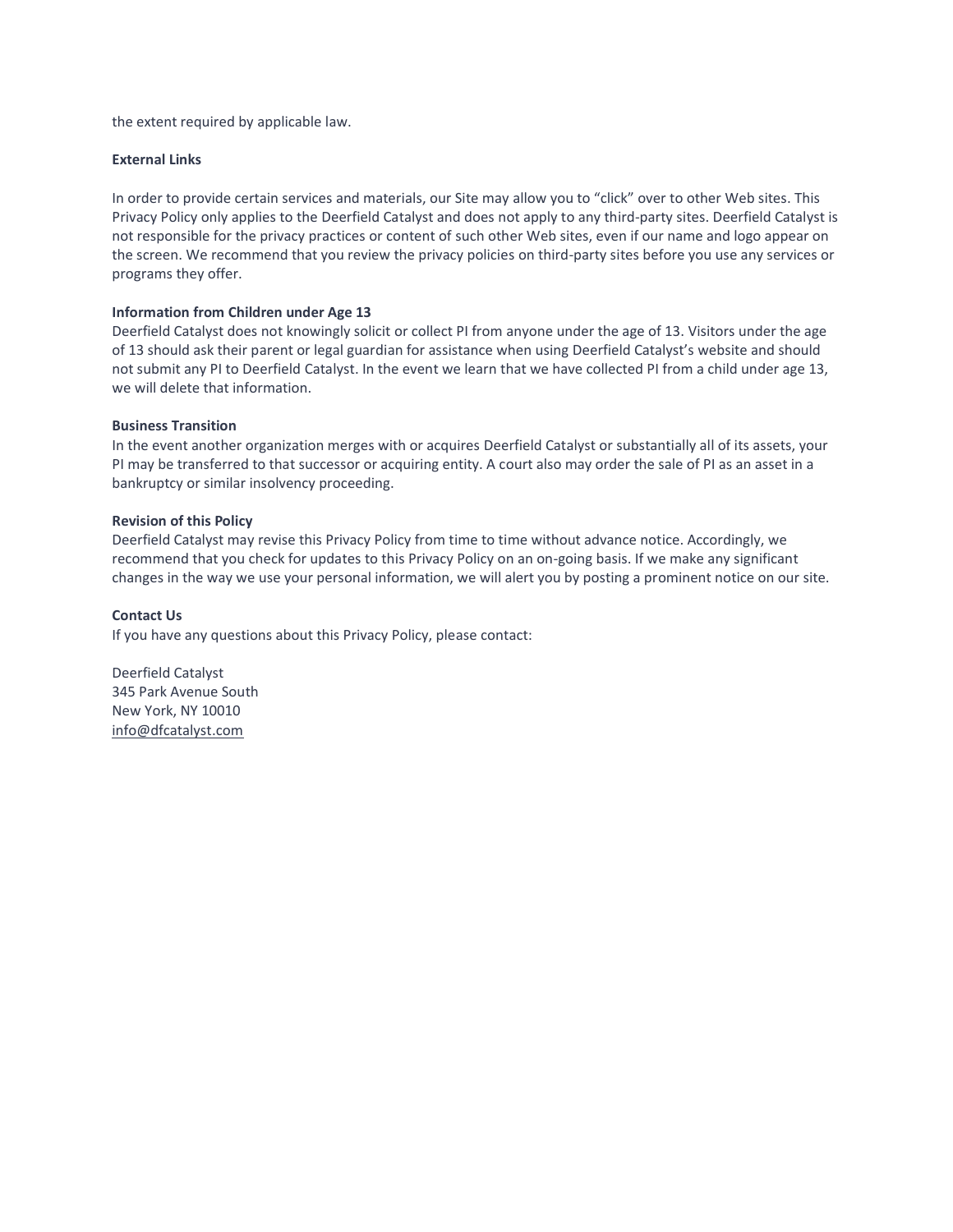the extent required by applicable law.

**External Links**

In order to provide certain services and materials, our Site may allow you to "click" over to other Web sites. This Privacy Policy only applies to the Deerfield Catalyst and does not apply to any third-party sites. Deerfield Catalyst is not responsible for the privacy practices or content of such other Web sites, even if our name and logo appear on the screen. We recommend that you review the privacy policies on third-party sites before you use any services or programs they offer.

**Information from Children under Age 13**

Deerfield Catalyst does not knowingly solicit or collect PI from anyone under the age of 13. Visitors under the age of 13 should ask their parent or legal guardian for assistance when using Deerfield Catalyst's website and should not submit any PI to Deerfield Catalyst. In the event we learn that we have collected PI from a child under age 13, we will delete that information.

**Business Transition**

In the event another organization merges with or acquires Deerfield Catalyst or substantially all of its assets, your PI may be transferred to that successor or acquiring entity. A court also may order the sale of PI as an asset in a bankruptcy or similar insolvency proceeding.

**Revision of this Policy**

Deerfield Catalyst may revise this Privacy Policy from time to time without advance notice. Accordingly, we recommend that you check for updates to this Privacy Policy on an on-going basis. If we make any significant changes in the way we use your personal information, we will alert you by posting a prominent notice on our site.

**Contact Us**

If you have any questions about this Privacy Policy, please contact:

Deerfield Catalyst
345 Park Avenue South
New York, NY 10010
info@dfcatalyst.com